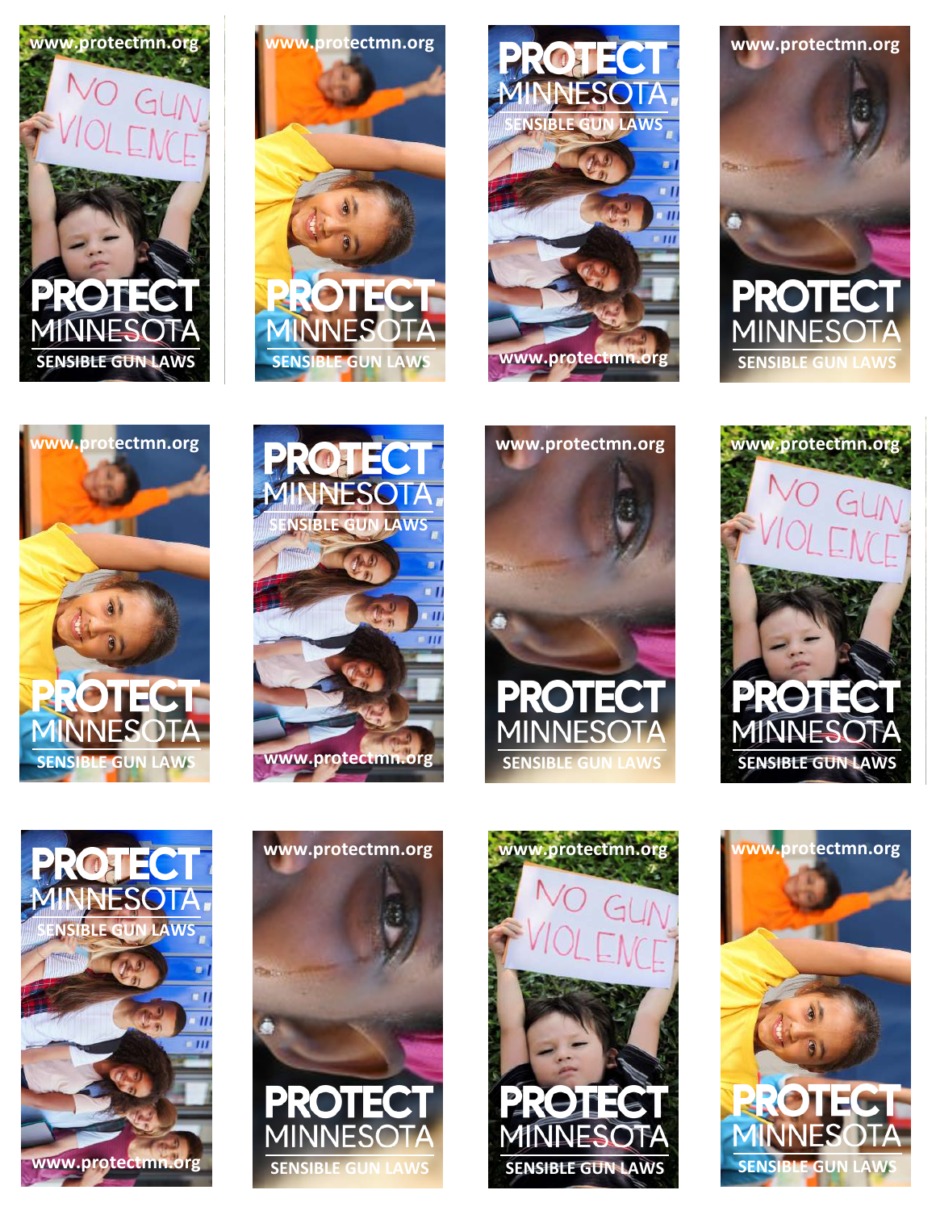www.protectmn.org

NO GUN VIOLENCE

PROTECT MINNESOTA

SENSIBLE GUN LAWS

www.protectmn.org

PROTECT MINNESOTA

SENSIBLE GUN LAWS

PROTECT MINNESOTA

SENSIBLE GUN LAWS

www.protectmn.org

www.protectmn.org

PROTECT MINNESOTA

SENSIBLE GUN LAWS

www.protectmn.org

PROTECT MINNESOTA

SENSIBLE GUN LAWS

PROTECT MINNESOTA

SENSIBLE GUN LAWS

www.protectmn.org

www.protectmn.org

PROTECT MINNESOTA

SENSIBLE GUN LAWS

www.protectmn.org

NO GUN VIOLENCE

PROTECT MINNESOTA

SENSIBLE GUN LAWS

PROTECT MINNESOTA

SENSIBLE GUN LAWS

www.protectmn.org

www.protectmn.org

PROTECT MINNESOTA

SENSIBLE GUN LAWS

www.protectmn.org

NO GUN VIOLENCE

PROTECT MINNESOTA

SENSIBLE GUN LAWS

www.protectmn.org

PROTECT MINNESOTA

SENSIBLE GUN LAWS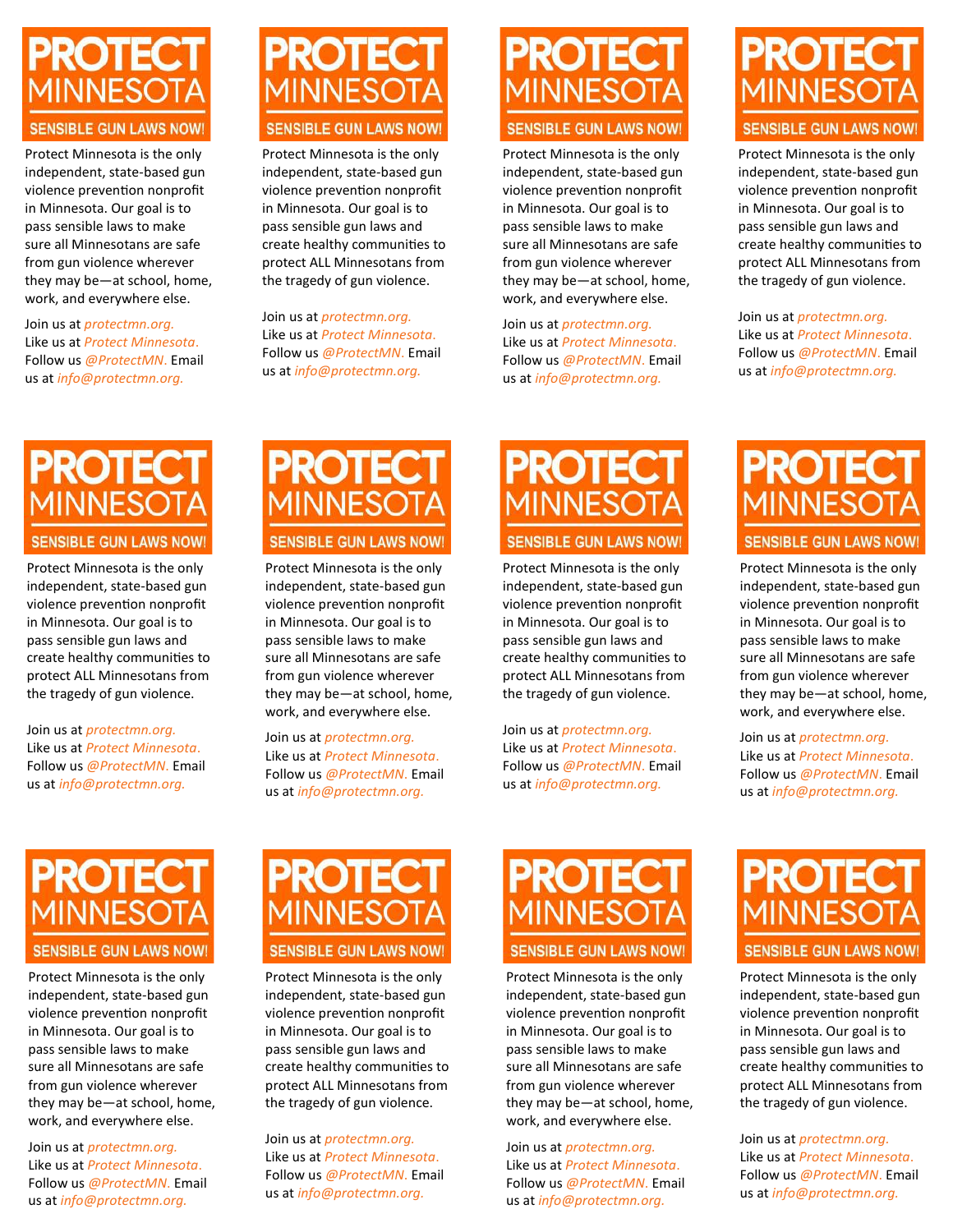# PROTECT MINNESOTA

## SENSIBLE GUN LAWS NOW!

Protect Minnesota is the only independent, state-based gun violence prevention nonprofit in Minnesota. Our goal is to pass sensible laws to make sure all Minnesotans are safe from gun violence wherever they may be—at school, home, work, and everywhere else.

Join us at *protectmn.org.* Like us at *Protect Minnesota.* Follow us *@ProtectMN.* Email us at *info@protectmn.org.*

# PROTECT MINNESOTA

## SENSIBLE GUN LAWS NOW!

Protect Minnesota is the only independent, state-based gun violence prevention nonprofit in Minnesota. Our goal is to pass sensible gun laws and create healthy communities to protect ALL Minnesotans from the tragedy of gun violence.

Join us at *protectmn.org.* Like us at *Protect Minnesota.* Follow us *@ProtectMN.* Email us at *info@protectmn.org.*

# PROTECT MINNESOTA

## SENSIBLE GUN LAWS NOW!

Protect Minnesota is the only independent, state-based gun violence prevention nonprofit in Minnesota. Our goal is to pass sensible laws to make sure all Minnesotans are safe from gun violence wherever they may be—at school, home, work, and everywhere else.

Join us at *protectmn.org.* Like us at *Protect Minnesota.* Follow us *@ProtectMN.* Email us at *info@protectmn.org.*

# PROTECT MINNESOTA

## SENSIBLE GUN LAWS NOW!

Protect Minnesota is the only independent, state-based gun violence prevention nonprofit in Minnesota. Our goal is to pass sensible gun laws and create healthy communities to protect ALL Minnesotans from the tragedy of gun violence.

Join us at *protectmn.org.* Like us at *Protect Minnesota.* Follow us *@ProtectMN.* Email us at *info@protectmn.org.*

# PROTECT MINNESOTA

## SENSIBLE GUN LAWS NOW!

Protect Minnesota is the only independent, state-based gun violence prevention nonprofit in Minnesota. Our goal is to pass sensible gun laws and create healthy communities to protect ALL Minnesotans from the tragedy of gun violence.

Join us at *protectmn.org.* Like us at *Protect Minnesota.* Follow us *@ProtectMN.* Email us at *info@protectmn.org.*

# PROTECT MINNESOTA

## SENSIBLE GUN LAWS NOW!

Protect Minnesota is the only independent, state-based gun violence prevention nonprofit in Minnesota. Our goal is to pass sensible laws to make sure all Minnesotans are safe from gun violence wherever they may be—at school, home, work, and everywhere else.

Join us at *protectmn.org.* Like us at *Protect Minnesota.* Follow us *@ProtectMN.* Email us at *info@protectmn.org.*

# PROTECT MINNESOTA

## SENSIBLE GUN LAWS NOW!

Protect Minnesota is the only independent, state-based gun violence prevention nonprofit in Minnesota. Our goal is to pass sensible gun laws and create healthy communities to protect ALL Minnesotans from the tragedy of gun violence.

Join us at *protectmn.org.* Like us at *Protect Minnesota.* Follow us *@ProtectMN.* Email us at *info@protectmn.org.*

# PROTECT MINNESOTA

## SENSIBLE GUN LAWS NOW!

Protect Minnesota is the only independent, state-based gun violence prevention nonprofit in Minnesota. Our goal is to pass sensible laws to make sure all Minnesotans are safe from gun violence wherever they may be—at school, home, work, and everywhere else.

Join us at *protectmn.org.* Like us at *Protect Minnesota.* Follow us *@ProtectMN.* Email us at *info@protectmn.org.*

# PROTECT MINNESOTA

## SENSIBLE GUN LAWS NOW!

Protect Minnesota is the only independent, state-based gun violence prevention nonprofit in Minnesota. Our goal is to pass sensible laws to make sure all Minnesotans are safe from gun violence wherever they may be—at school, home, work, and everywhere else.

Join us at *protectmn.org.* Like us at *Protect Minnesota.* Follow us *@ProtectMN.* Email us at *info@protectmn.org.*

# PROTECT MINNESOTA

## SENSIBLE GUN LAWS NOW!

Protect Minnesota is the only independent, state-based gun violence prevention nonprofit in Minnesota. Our goal is to pass sensible gun laws and create healthy communities to protect ALL Minnesotans from the tragedy of gun violence.

Join us at *protectmn.org.* Like us at *Protect Minnesota.* Follow us *@ProtectMN.* Email us at *info@protectmn.org.*

# PROTECT MINNESOTA

## SENSIBLE GUN LAWS NOW!

Protect Minnesota is the only independent, state-based gun violence prevention nonprofit in Minnesota. Our goal is to pass sensible laws to make sure all Minnesotans are safe from gun violence wherever they may be—at school, home, work, and everywhere else.

Join us at *protectmn.org.* Like us at *Protect Minnesota.* Follow us *@ProtectMN.* Email us at *info@protectmn.org.*

# PROTECT MINNESOTA

## SENSIBLE GUN LAWS NOW!

Protect Minnesota is the only independent, state-based gun violence prevention nonprofit in Minnesota. Our goal is to pass sensible gun laws and create healthy communities to protect ALL Minnesotans from the tragedy of gun violence.

Join us at *protectmn.org.* Like us at *Protect Minnesota.* Follow us *@ProtectMN.* Email us at *info@protectmn.org.*